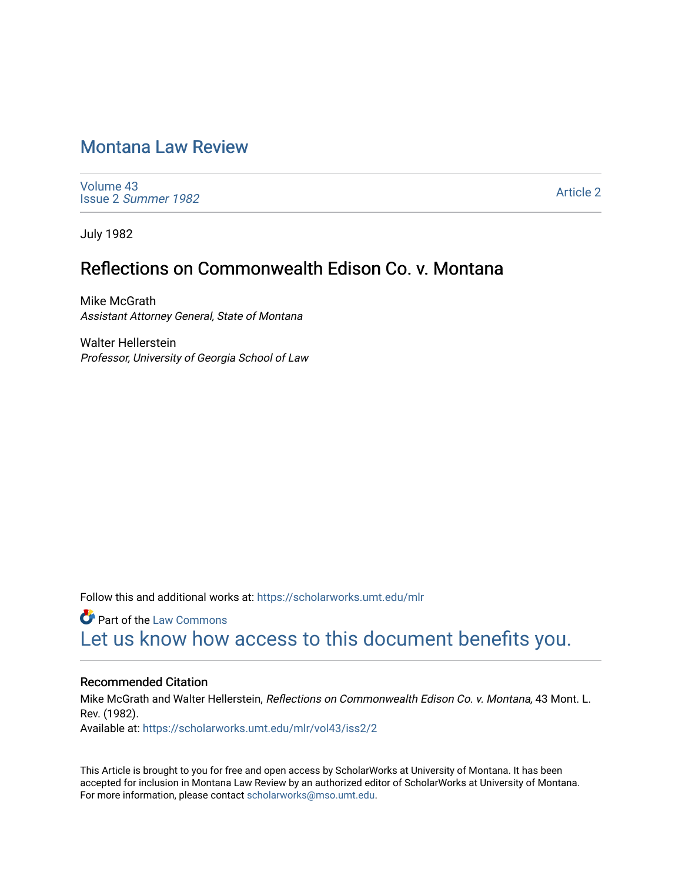# Montana Law Review

Volume 43
Issue 2 *Summer 1982*

Article 2

July 1982

## Reflections on Commonwealth Edison Co. v. Montana

Mike McGrath
*Assistant Attorney General, State of Montana*

Walter Hellerstein
*Professor, University of Georgia School of Law*

Follow this and additional works at: https://scholarworks.umt.edu/mlr

Part of the Law Commons

Let us know how access to this document benefits you.

### Recommended Citation

Mike McGrath and Walter Hellerstein, *Reflections on Commonwealth Edison Co. v. Montana,* 43 Mont. L. Rev. (1982).
Available at: https://scholarworks.umt.edu/mlr/vol43/iss2/2

This Article is brought to you for free and open access by ScholarWorks at University of Montana. It has been accepted for inclusion in Montana Law Review by an authorized editor of ScholarWorks at University of Montana. For more information, please contact scholarworks@mso.umt.edu.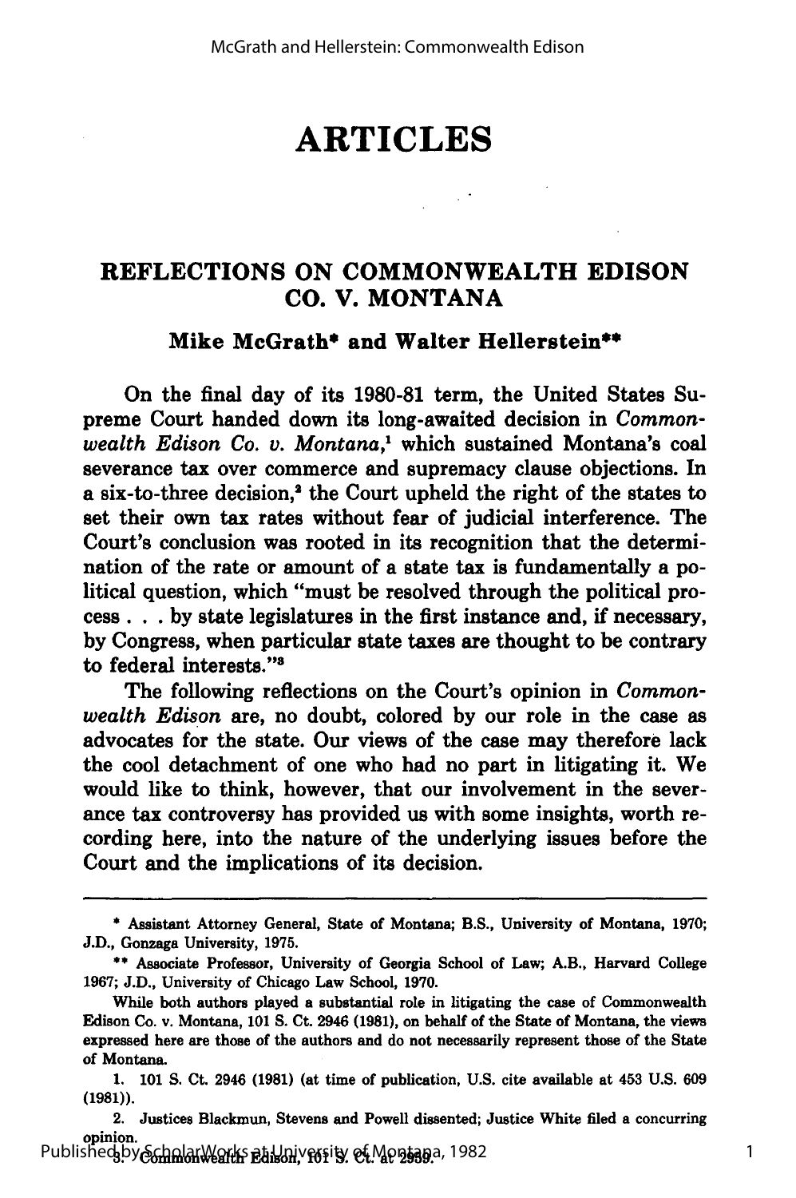# ARTICLES

## REFLECTIONS ON COMMONWEALTH EDISON CO. V. MONTANA

**Mike McGrath\* and Walter Hellerstein\*\***

On the final day of its 1980-81 term, the United States Supreme Court handed down its long-awaited decision in *Commonwealth Edison Co. v. Montana*,[1] which sustained Montana's coal severance tax over commerce and supremacy clause objections. In a six-to-three decision,[2] the Court upheld the right of the states to set their own tax rates without fear of judicial interference. The Court's conclusion was rooted in its recognition that the determination of the rate or amount of a state tax is fundamentally a political question, which "must be resolved through the political process . . . by state legislatures in the first instance and, if necessary, by Congress, when particular state taxes are thought to be contrary to federal interests."[3]

The following reflections on the Court's opinion in *Commonwealth Edison* are, no doubt, colored by our role in the case as advocates for the state. Our views of the case may therefore lack the cool detachment of one who had no part in litigating it. We would like to think, however, that our involvement in the severance tax controversy has provided us with some insights, worth recording here, into the nature of the underlying issues before the Court and the implications of its decision.

---

\* Assistant Attorney General, State of Montana; B.S., University of Montana, 1970; J.D., Gonzaga University, 1975.

\*\* Associate Professor, University of Georgia School of Law; A.B., Harvard College 1967; J.D., University of Chicago Law School, 1970.

While both authors played a substantial role in litigating the case of Commonwealth Edison Co. v. Montana, 101 S. Ct. 2946 (1981), on behalf of the State of Montana, the views expressed here are those of the authors and do not necessarily represent those of the State of Montana.

1. 101 S. Ct. 2946 (1981) (at time of publication, U.S. cite available at 453 U.S. 609 (1981)).

2. Justices Blackmun, Stevens and Powell dissented; Justice White filed a concurring opinion.

3. Commonwealth Edison, 101 S. Ct. at 2958.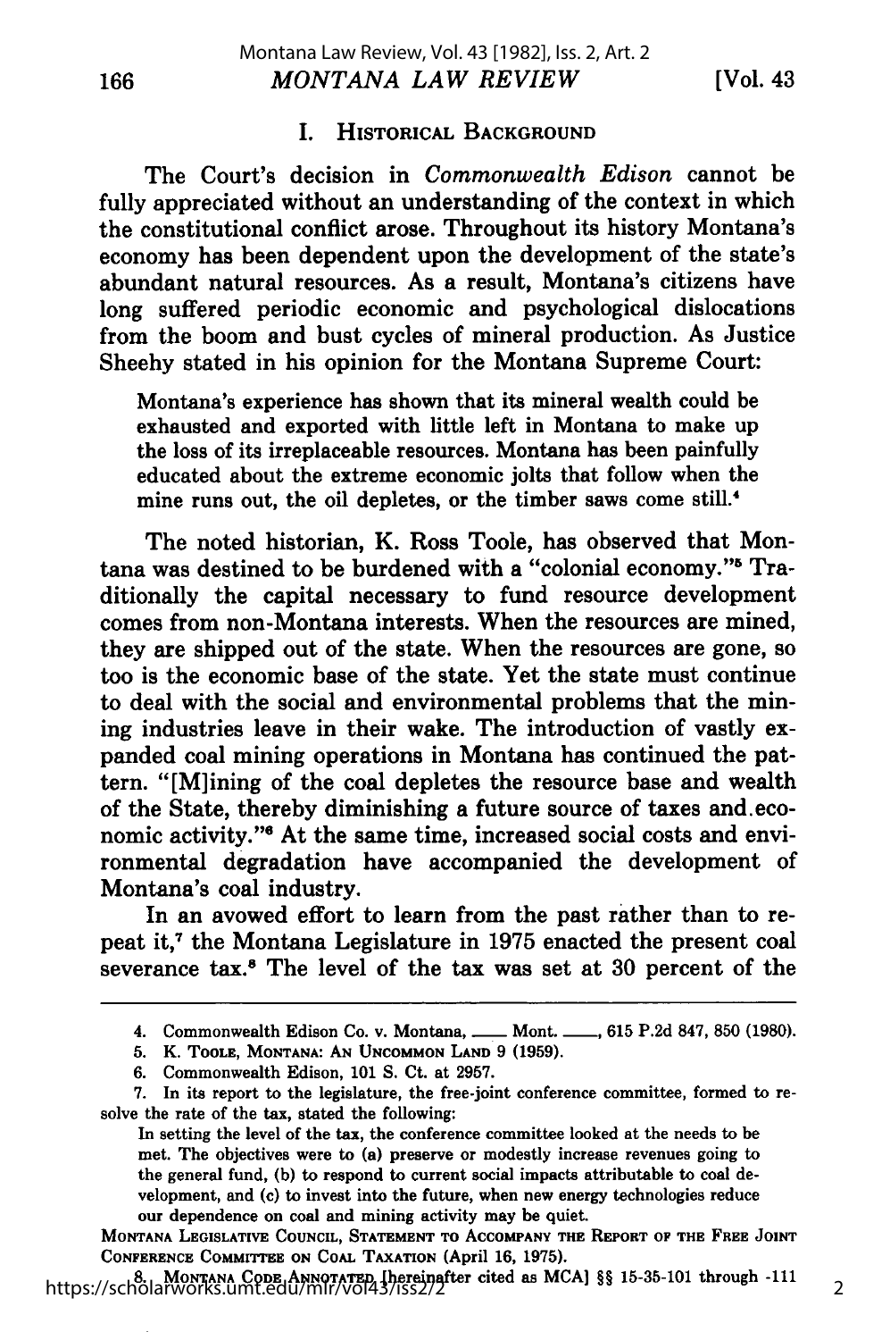## I. HISTORICAL BACKGROUND

The Court's decision in *Commonwealth Edison* cannot be fully appreciated without an understanding of the context in which the constitutional conflict arose. Throughout its history Montana's economy has been dependent upon the development of the state's abundant natural resources. As a result, Montana's citizens have long suffered periodic economic and psychological dislocations from the boom and bust cycles of mineral production. As Justice Sheehy stated in his opinion for the Montana Supreme Court:

> Montana's experience has shown that its mineral wealth could be exhausted and exported with little left in Montana to make up the loss of its irreplaceable resources. Montana has been painfully educated about the extreme economic jolts that follow when the mine runs out, the oil depletes, or the timber saws come still.[4]

The noted historian, K. Ross Toole, has observed that Montana was destined to be burdened with a "colonial economy."[5] Traditionally the capital necessary to fund resource development comes from non-Montana interests. When the resources are mined, they are shipped out of the state. When the resources are gone, so too is the economic base of the state. Yet the state must continue to deal with the social and environmental problems that the mining industries leave in their wake. The introduction of vastly expanded coal mining operations in Montana has continued the pattern. "[M]ining of the coal depletes the resource base and wealth of the State, thereby diminishing a future source of taxes and economic activity."[6] At the same time, increased social costs and environmental degradation have accompanied the development of Montana's coal industry.

In an avowed effort to learn from the past rather than to repeat it,[7] the Montana Legislature in 1975 enacted the present coal severance tax.[8] The level of the tax was set at 30 percent of the

---

4. Commonwealth Edison Co. v. Montana, ___ Mont. ___, 615 P.2d 847, 850 (1980).

5. K. TOOLE, MONTANA: AN UNCOMMON LAND 9 (1959).

6. Commonwealth Edison, 101 S. Ct. at 2957.

7. In its report to the legislature, the free-joint conference committee, formed to resolve the rate of the tax, stated the following:

> In setting the level of the tax, the conference committee looked at the needs to be met. The objectives were to (a) preserve or modestly increase revenues going to the general fund, (b) to respond to current social impacts attributable to coal development, and (c) to invest into the future, when new energy technologies reduce our dependence on coal and mining activity may be quiet.

MONTANA LEGISLATIVE COUNCIL, STATEMENT TO ACCOMPANY THE REPORT OF THE FREE JOINT CONFERENCE COMMITTEE ON COAL TAXATION (April 16, 1975).

8. MONTANA CODE ANNOTATED [hereinafter cited as MCA] §§ 15-35-101 through -111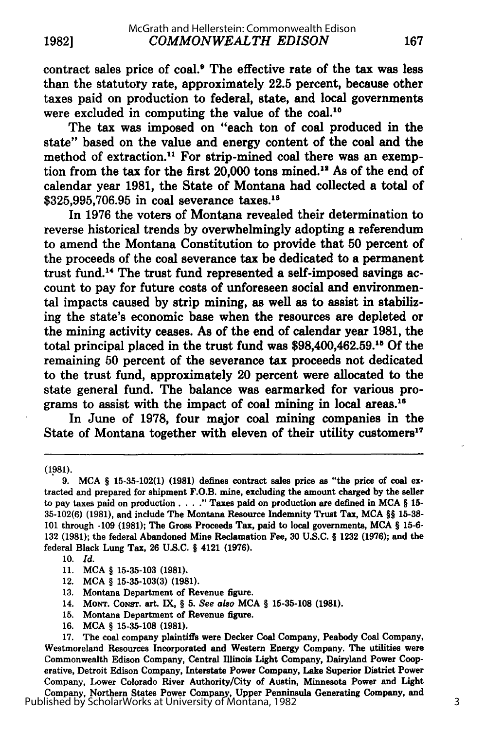contract sales price of coal.[9] The effective rate of the tax was less than the statutory rate, approximately 22.5 percent, because other taxes paid on production to federal, state, and local governments were excluded in computing the value of the coal.[10]

The tax was imposed on "each ton of coal produced in the state" based on the value and energy content of the coal and the method of extraction.[11] For strip-mined coal there was an exemption from the tax for the first 20,000 tons mined.[12] As of the end of calendar year 1981, the State of Montana had collected a total of $325,995,706.95 in coal severance taxes.[13]

In 1976 the voters of Montana revealed their determination to reverse historical trends by overwhelmingly adopting a referendum to amend the Montana Constitution to provide that 50 percent of the proceeds of the coal severance tax be dedicated to a permanent trust fund.[14] The trust fund represented a self-imposed savings account to pay for future costs of unforeseen social and environmental impacts caused by strip mining, as well as to assist in stabilizing the state's economic base when the resources are depleted or the mining activity ceases. As of the end of calendar year 1981, the total principal placed in the trust fund was $98,400,462.59.[15] Of the remaining 50 percent of the severance tax proceeds not dedicated to the trust fund, approximately 20 percent were allocated to the state general fund. The balance was earmarked for various programs to assist with the impact of coal mining in local areas.[16]

In June of 1978, four major coal mining companies in the State of Montana together with eleven of their utility customers[17]

---

(1981).

9. MCA § 15-35-102(1) (1981) defines contract sales price as "the price of coal extracted and prepared for shipment F.O.B. mine, excluding the amount charged by the seller to pay taxes paid on production . . . ." Taxes paid on production are defined in MCA § 15-35-102(6) (1981), and include The Montana Resource Indemnity Trust Tax, MCA §§ 15-38-101 through -109 (1981); The Gross Proceeds Tax, paid to local governments, MCA § 15-6-132 (1981); the federal Abandoned Mine Reclamation Fee, 30 U.S.C. § 1232 (1976); and the federal Black Lung Tax, 26 U.S.C. § 4121 (1976).

10. *Id.*

11. MCA § 15-35-103 (1981).

12. MCA § 15-35-103(3) (1981).

13. Montana Department of Revenue figure.

14. MONT. CONST. art. IX, § 5. *See also* MCA § 15-35-108 (1981).

15. Montana Department of Revenue figure.

16. MCA § 15-35-108 (1981).

17. The coal company plaintiffs were Decker Coal Company, Peabody Coal Company, Westmoreland Resources Incorporated and Western Energy Company. The utilities were Commonwealth Edison Company, Central Illinois Light Company, Dairyland Power Cooperative, Detroit Edison Company, Interstate Power Company, Lake Superior District Power Company, Lower Colorado River Authority/City of Austin, Minnesota Power and Light Company, Northern States Power Company, Upper Peninsula Generating Company, and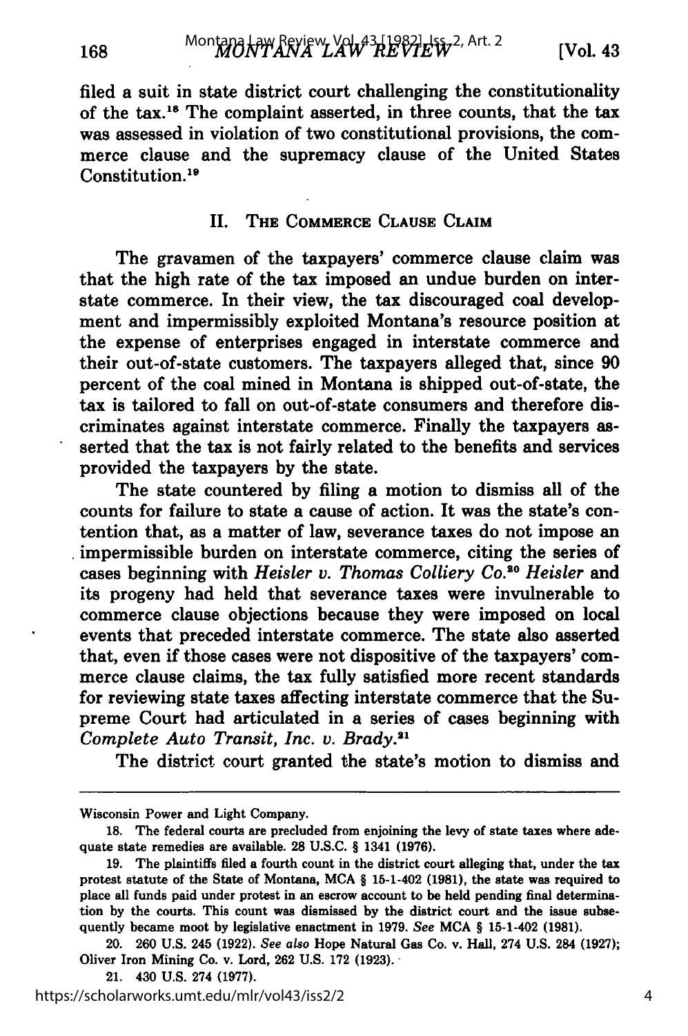filed a suit in state district court challenging the constitutionality of the tax.[18] The complaint asserted, in three counts, that the tax was assessed in violation of two constitutional provisions, the commerce clause and the supremacy clause of the United States Constitution.[19]

## II. The Commerce Clause Claim

The gravamen of the taxpayers' commerce clause claim was that the high rate of the tax imposed an undue burden on interstate commerce. In their view, the tax discouraged coal development and impermissibly exploited Montana's resource position at the expense of enterprises engaged in interstate commerce and their out-of-state customers. The taxpayers alleged that, since 90 percent of the coal mined in Montana is shipped out-of-state, the tax is tailored to fall on out-of-state consumers and therefore discriminates against interstate commerce. Finally the taxpayers asserted that the tax is not fairly related to the benefits and services provided the taxpayers by the state.

The state countered by filing a motion to dismiss all of the counts for failure to state a cause of action. It was the state's contention that, as a matter of law, severance taxes do not impose an impermissible burden on interstate commerce, citing the series of cases beginning with *Heisler v. Thomas Colliery Co.*[20] *Heisler* and its progeny had held that severance taxes were invulnerable to commerce clause objections because they were imposed on local events that preceded interstate commerce. The state also asserted that, even if those cases were not dispositive of the taxpayers' commerce clause claims, the tax fully satisfied more recent standards for reviewing state taxes affecting interstate commerce that the Supreme Court had articulated in a series of cases beginning with *Complete Auto Transit, Inc. v. Brady*.[21]

The district court granted the state's motion to dismiss and

---

Wisconsin Power and Light Company.

18. The federal courts are precluded from enjoining the levy of state taxes where adequate state remedies are available. 28 U.S.C. § 1341 (1976).

19. The plaintiffs filed a fourth count in the district court alleging that, under the tax protest statute of the State of Montana, MCA § 15-1-402 (1981), the state was required to place all funds paid under protest in an escrow account to be held pending final determination by the courts. This count was dismissed by the district court and the issue subsequently became moot by legislative enactment in 1979. *See* MCA § 15-1-402 (1981).

20. 260 U.S. 245 (1922). *See also* Hope Natural Gas Co. v. Hall, 274 U.S. 284 (1927); Oliver Iron Mining Co. v. Lord, 262 U.S. 172 (1923).

21. 430 U.S. 274 (1977).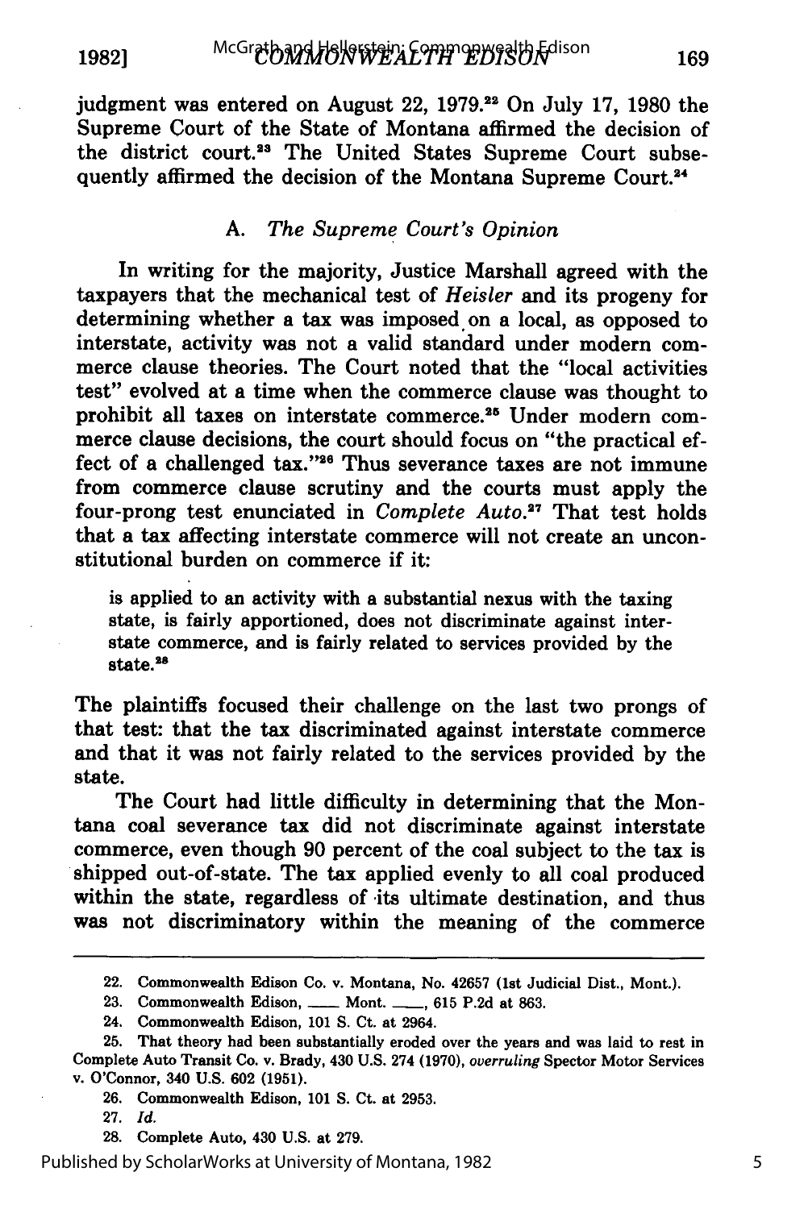judgment was entered on August 22, 1979.[22] On July 17, 1980 the Supreme Court of the State of Montana affirmed the decision of the district court.[23] The United States Supreme Court subsequently affirmed the decision of the Montana Supreme Court.[24]

### A. *The Supreme Court's Opinion*

In writing for the majority, Justice Marshall agreed with the taxpayers that the mechanical test of *Heisler* and its progeny for determining whether a tax was imposed on a local, as opposed to interstate, activity was not a valid standard under modern commerce clause theories. The Court noted that the "local activities test" evolved at a time when the commerce clause was thought to prohibit all taxes on interstate commerce.[25] Under modern commerce clause decisions, the court should focus on "the practical effect of a challenged tax."[26] Thus severance taxes are not immune from commerce clause scrutiny and the courts must apply the four-prong test enunciated in *Complete Auto*.[27] That test holds that a tax affecting interstate commerce will not create an unconstitutional burden on commerce if it:

> is applied to an activity with a substantial nexus with the taxing state, is fairly apportioned, does not discriminate against interstate commerce, and is fairly related to services provided by the state.[28]

The plaintiffs focused their challenge on the last two prongs of that test: that the tax discriminated against interstate commerce and that it was not fairly related to the services provided by the state.

The Court had little difficulty in determining that the Montana coal severance tax did not discriminate against interstate commerce, even though 90 percent of the coal subject to the tax is shipped out-of-state. The tax applied evenly to all coal produced within the state, regardless of its ultimate destination, and thus was not discriminatory within the meaning of the commerce

---

22. Commonwealth Edison Co. v. Montana, No. 42657 (1st Judicial Dist., Mont.).

23. Commonwealth Edison, \_\_\_ Mont. \_\_\_, 615 P.2d at 863.

24. Commonwealth Edison, 101 S. Ct. at 2964.

25. That theory had been substantially eroded over the years and was laid to rest in Complete Auto Transit Co. v. Brady, 430 U.S. 274 (1970), *overruling* Spector Motor Services v. O'Connor, 340 U.S. 602 (1951).

26. Commonwealth Edison, 101 S. Ct. at 2953.

27. *Id.*

28. Complete Auto, 430 U.S. at 279.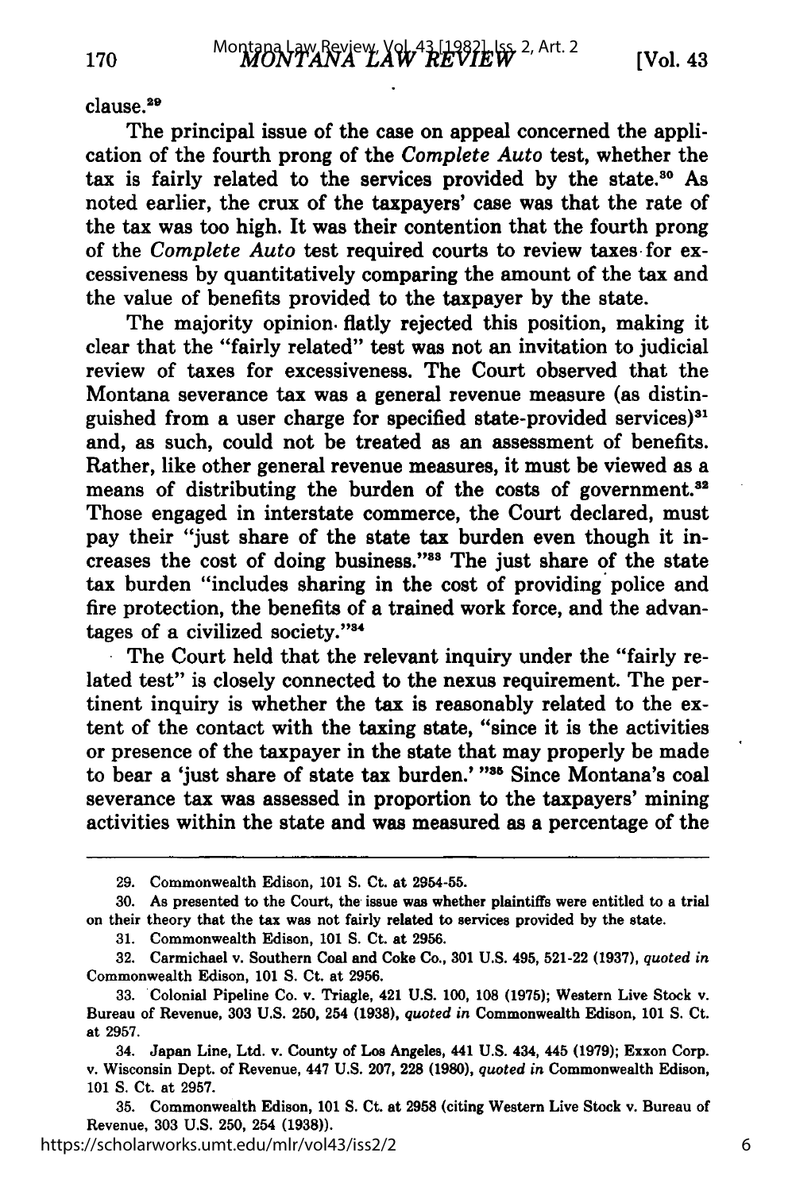clause.[29]

The principal issue of the case on appeal concerned the application of the fourth prong of the *Complete Auto* test, whether the tax is fairly related to the services provided by the state.[30] As noted earlier, the crux of the taxpayers' case was that the rate of the tax was too high. It was their contention that the fourth prong of the *Complete Auto* test required courts to review taxes for excessiveness by quantitatively comparing the amount of the tax and the value of benefits provided to the taxpayer by the state.

The majority opinion flatly rejected this position, making it clear that the "fairly related" test was not an invitation to judicial review of taxes for excessiveness. The Court observed that the Montana severance tax was a general revenue measure (as distinguished from a user charge for specified state-provided services)[31] and, as such, could not be treated as an assessment of benefits. Rather, like other general revenue measures, it must be viewed as a means of distributing the burden of the costs of government.[32] Those engaged in interstate commerce, the Court declared, must pay their "just share of the state tax burden even though it increases the cost of doing business."[33] The just share of the state tax burden "includes sharing in the cost of providing police and fire protection, the benefits of a trained work force, and the advantages of a civilized society."[34]

The Court held that the relevant inquiry under the "fairly related test" is closely connected to the nexus requirement. The pertinent inquiry is whether the tax is reasonably related to the extent of the contact with the taxing state, "since it is the activities or presence of the taxpayer in the state that may properly be made to bear a 'just share of state tax burden.' "[35] Since Montana's coal severance tax was assessed in proportion to the taxpayers' mining activities within the state and was measured as a percentage of the

---

29. Commonwealth Edison, 101 S. Ct. at 2954-55.

30. As presented to the Court, the issue was whether plaintiffs were entitled to a trial on their theory that the tax was not fairly related to services provided by the state.

31. Commonwealth Edison, 101 S. Ct. at 2956.

32. Carmichael v. Southern Coal and Coke Co., 301 U.S. 495, 521-22 (1937), *quoted in* Commonwealth Edison, 101 S. Ct. at 2956.

33. Colonial Pipeline Co. v. Triagle, 421 U.S. 100, 108 (1975); Western Live Stock v. Bureau of Revenue, 303 U.S. 250, 254 (1938), *quoted in* Commonwealth Edison, 101 S. Ct. at 2957.

34. Japan Line, Ltd. v. County of Los Angeles, 441 U.S. 434, 445 (1979); Exxon Corp. v. Wisconsin Dept. of Revenue, 447 U.S. 207, 228 (1980), *quoted in* Commonwealth Edison, 101 S. Ct. at 2957.

35. Commonwealth Edison, 101 S. Ct. at 2958 (citing Western Live Stock v. Bureau of Revenue, 303 U.S. 250, 254 (1938)).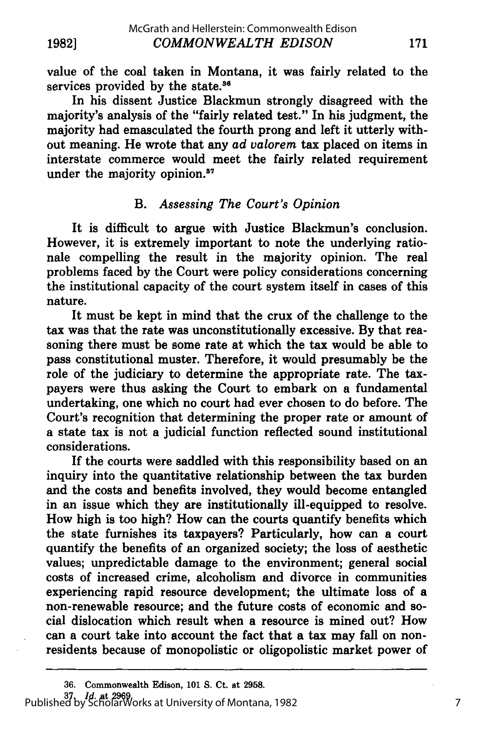value of the coal taken in Montana, it was fairly related to the services provided by the state.[36]

In his dissent Justice Blackmun strongly disagreed with the majority's analysis of the "fairly related test." In his judgment, the majority had emasculated the fourth prong and left it utterly without meaning. He wrote that any *ad valorem* tax placed on items in interstate commerce would meet the fairly related requirement under the majority opinion.[37]

### B. *Assessing The Court's Opinion*

It is difficult to argue with Justice Blackmun's conclusion. However, it is extremely important to note the underlying rationale compelling the result in the majority opinion. The real problems faced by the Court were policy considerations concerning the institutional capacity of the court system itself in cases of this nature.

It must be kept in mind that the crux of the challenge to the tax was that the rate was unconstitutionally excessive. By that reasoning there must be some rate at which the tax would be able to pass constitutional muster. Therefore, it would presumably be the role of the judiciary to determine the appropriate rate. The taxpayers were thus asking the Court to embark on a fundamental undertaking, one which no court had ever chosen to do before. The Court's recognition that determining the proper rate or amount of a state tax is not a judicial function reflected sound institutional considerations.

If the courts were saddled with this responsibility based on an inquiry into the quantitative relationship between the tax burden and the costs and benefits involved, they would become entangled in an issue which they are institutionally ill-equipped to resolve. How high is too high? How can the courts quantify benefits which the state furnishes its taxpayers? Particularly, how can a court quantify the benefits of an organized society; the loss of aesthetic values; unpredictable damage to the environment; general social costs of increased crime, alcoholism and divorce in communities experiencing rapid resource development; the ultimate loss of a non-renewable resource; and the future costs of economic and social dislocation which result when a resource is mined out? How can a court take into account the fact that a tax may fall on non-residents because of monopolistic or oligopolistic market power of

36. Commonwealth Edison, 101 S. Ct. at 2958.

37. *Id.* at 2969.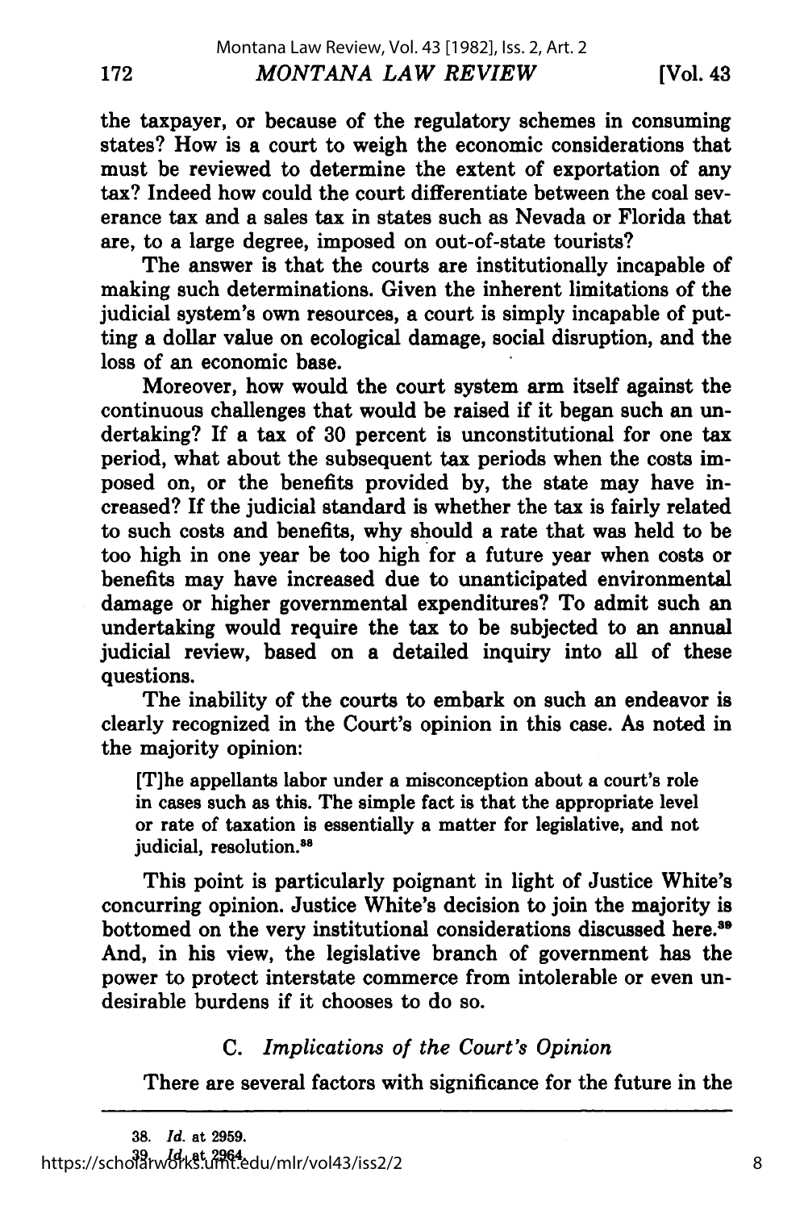the taxpayer, or because of the regulatory schemes in consuming states? How is a court to weigh the economic considerations that must be reviewed to determine the extent of exportation of any tax? Indeed how could the court differentiate between the coal severance tax and a sales tax in states such as Nevada or Florida that are, to a large degree, imposed on out-of-state tourists?

The answer is that the courts are institutionally incapable of making such determinations. Given the inherent limitations of the judicial system's own resources, a court is simply incapable of putting a dollar value on ecological damage, social disruption, and the loss of an economic base.

Moreover, how would the court system arm itself against the continuous challenges that would be raised if it began such an undertaking? If a tax of 30 percent is unconstitutional for one tax period, what about the subsequent tax periods when the costs imposed on, or the benefits provided by, the state may have increased? If the judicial standard is whether the tax is fairly related to such costs and benefits, why should a rate that was held to be too high in one year be too high for a future year when costs or benefits may have increased due to unanticipated environmental damage or higher governmental expenditures? To admit such an undertaking would require the tax to be subjected to an annual judicial review, based on a detailed inquiry into all of these questions.

The inability of the courts to embark on such an endeavor is clearly recognized in the Court's opinion in this case. As noted in the majority opinion:

> [T]he appellants labor under a misconception about a court's role in cases such as this. The simple fact is that the appropriate level or rate of taxation is essentially a matter for legislative, and not judicial, resolution.[38]

This point is particularly poignant in light of Justice White's concurring opinion. Justice White's decision to join the majority is bottomed on the very institutional considerations discussed here.[39] And, in his view, the legislative branch of government has the power to protect interstate commerce from intolerable or even undesirable burdens if it chooses to do so.

### C. *Implications of the Court's Opinion*

There are several factors with significance for the future in the

---

38. *Id.* at 2959.

39. *Id.* at 2964.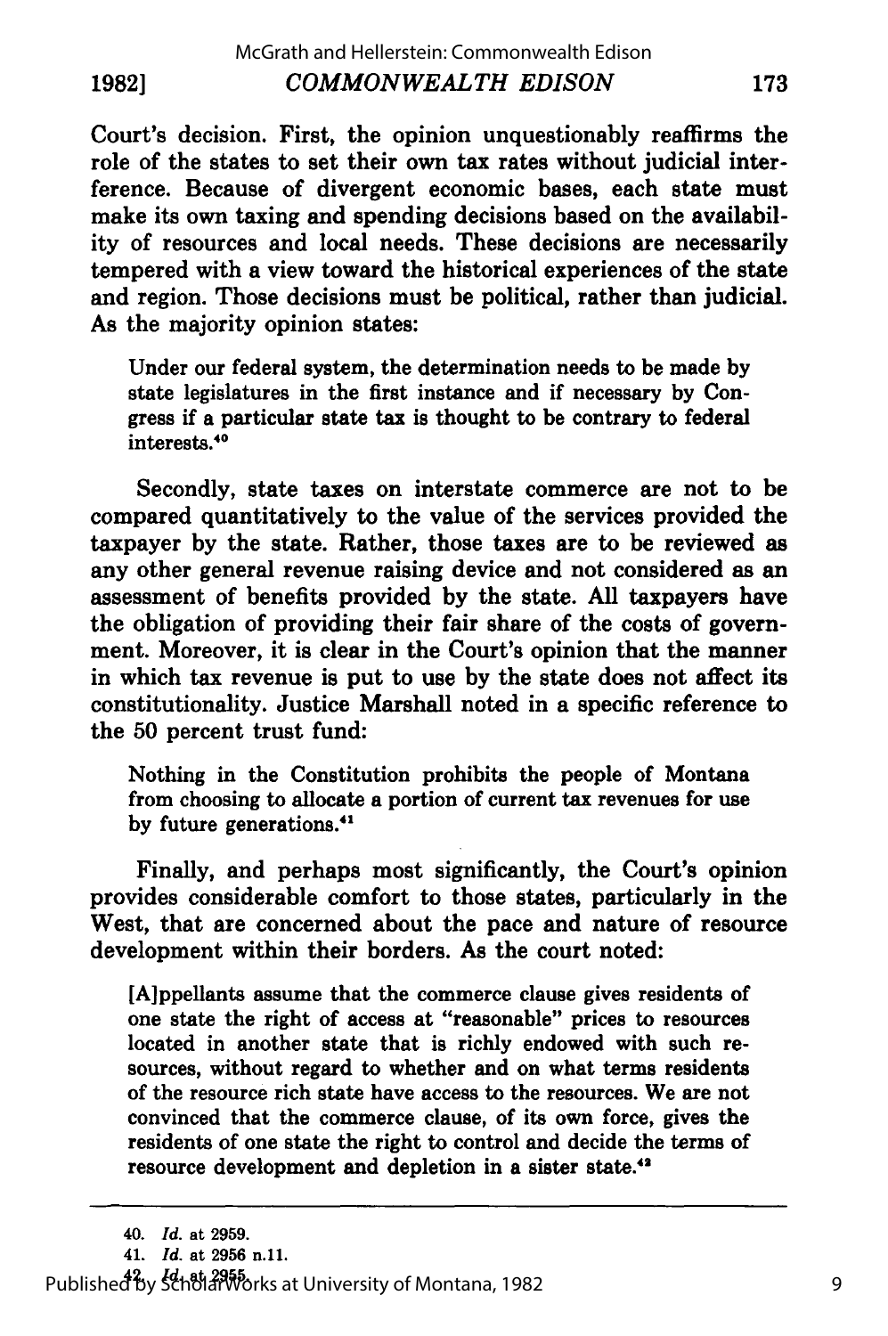Court's decision. First, the opinion unquestionably reaffirms the role of the states to set their own tax rates without judicial interference. Because of divergent economic bases, each state must make its own taxing and spending decisions based on the availability of resources and local needs. These decisions are necessarily tempered with a view toward the historical experiences of the state and region. Those decisions must be political, rather than judicial. As the majority opinion states:

> Under our federal system, the determination needs to be made by state legislatures in the first instance and if necessary by Congress if a particular state tax is thought to be contrary to federal interests.[40]

Secondly, state taxes on interstate commerce are not to be compared quantitatively to the value of the services provided the taxpayer by the state. Rather, those taxes are to be reviewed as any other general revenue raising device and not considered as an assessment of benefits provided by the state. All taxpayers have the obligation of providing their fair share of the costs of government. Moreover, it is clear in the Court's opinion that the manner in which tax revenue is put to use by the state does not affect its constitutionality. Justice Marshall noted in a specific reference to the 50 percent trust fund:

> Nothing in the Constitution prohibits the people of Montana from choosing to allocate a portion of current tax revenues for use by future generations.[41]

Finally, and perhaps most significantly, the Court's opinion provides considerable comfort to those states, particularly in the West, that are concerned about the pace and nature of resource development within their borders. As the court noted:

> [A]ppellants assume that the commerce clause gives residents of one state the right of access at "reasonable" prices to resources located in another state that is richly endowed with such resources, without regard to whether and on what terms residents of the resource rich state have access to the resources. We are not convinced that the commerce clause, of its own force, gives the residents of one state the right to control and decide the terms of resource development and depletion in a sister state.[42]

---

40. *Id.* at 2959.
41. *Id.* at 2956 n.11.
42. *Id.* at 2955.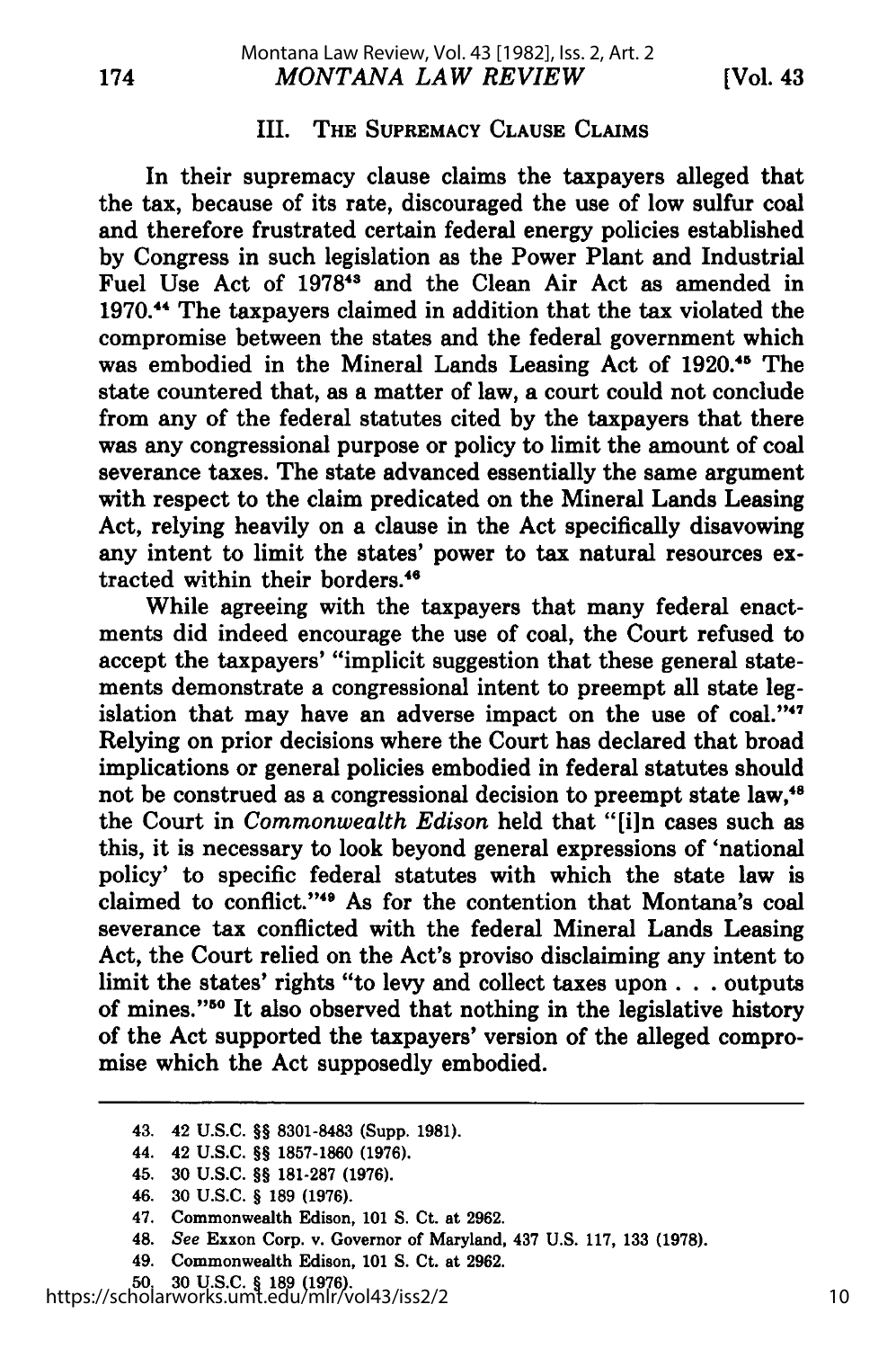## III. The Supremacy Clause Claims

In their supremacy clause claims the taxpayers alleged that the tax, because of its rate, discouraged the use of low sulfur coal and therefore frustrated certain federal energy policies established by Congress in such legislation as the Power Plant and Industrial Fuel Use Act of 1978[43] and the Clean Air Act as amended in 1970.[44] The taxpayers claimed in addition that the tax violated the compromise between the states and the federal government which was embodied in the Mineral Lands Leasing Act of 1920.[45] The state countered that, as a matter of law, a court could not conclude from any of the federal statutes cited by the taxpayers that there was any congressional purpose or policy to limit the amount of coal severance taxes. The state advanced essentially the same argument with respect to the claim predicated on the Mineral Lands Leasing Act, relying heavily on a clause in the Act specifically disavowing any intent to limit the states' power to tax natural resources extracted within their borders.[46]

While agreeing with the taxpayers that many federal enactments did indeed encourage the use of coal, the Court refused to accept the taxpayers' "implicit suggestion that these general statements demonstrate a congressional intent to preempt all state legislation that may have an adverse impact on the use of coal."[47] Relying on prior decisions where the Court has declared that broad implications or general policies embodied in federal statutes should not be construed as a congressional decision to preempt state law,[48] the Court in *Commonwealth Edison* held that "[i]n cases such as this, it is necessary to look beyond general expressions of 'national policy' to specific federal statutes with which the state law is claimed to conflict."[49] As for the contention that Montana's coal severance tax conflicted with the federal Mineral Lands Leasing Act, the Court relied on the Act's proviso disclaiming any intent to limit the states' rights "to levy and collect taxes upon . . . outputs of mines."[50] It also observed that nothing in the legislative history of the Act supported the taxpayers' version of the alleged compromise which the Act supposedly embodied.

---

43. 42 U.S.C. §§ 8301-8483 (Supp. 1981).
44. 42 U.S.C. §§ 1857-1860 (1976).
45. 30 U.S.C. §§ 181-287 (1976).
46. 30 U.S.C. § 189 (1976).
47. Commonwealth Edison, 101 S. Ct. at 2962.
48. *See* Exxon Corp. v. Governor of Maryland, 437 U.S. 117, 133 (1978).
49. Commonwealth Edison, 101 S. Ct. at 2962.
50. 30 U.S.C. § 189 (1976).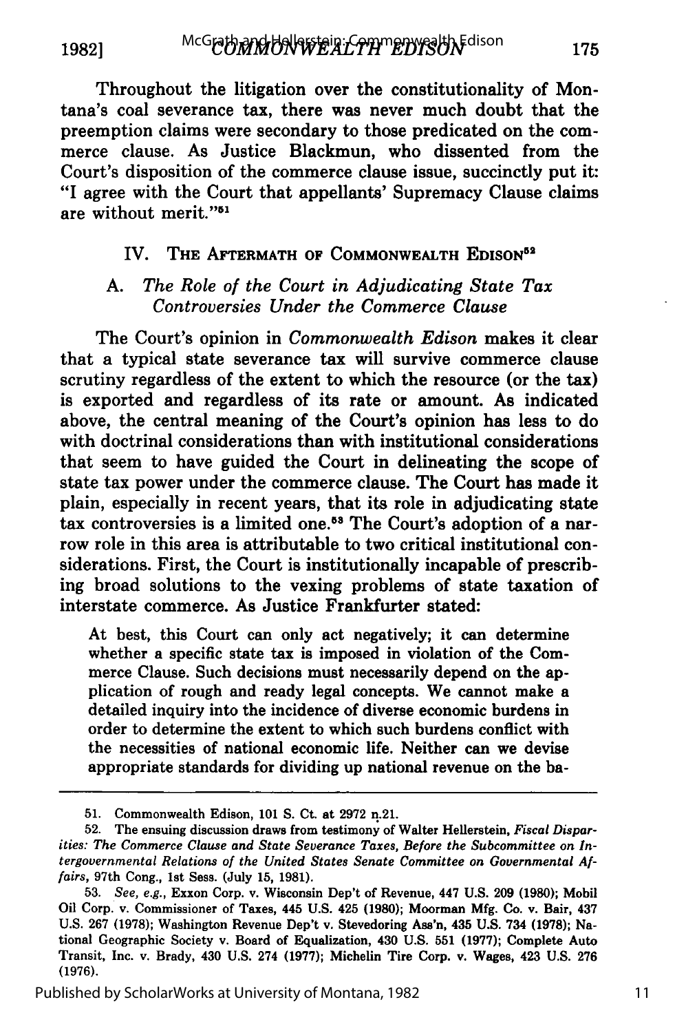Throughout the litigation over the constitutionality of Montana's coal severance tax, there was never much doubt that the preemption claims were secondary to those predicated on the commerce clause. As Justice Blackmun, who dissented from the Court's disposition of the commerce clause issue, succinctly put it: "I agree with the Court that appellants' Supremacy Clause claims are without merit."[51]

## IV. THE AFTERMATH OF COMMONWEALTH EDISON[52]

### A. *The Role of the Court in Adjudicating State Tax Controversies Under the Commerce Clause*

The Court's opinion in *Commonwealth Edison* makes it clear that a typical state severance tax will survive commerce clause scrutiny regardless of the extent to which the resource (or the tax) is exported and regardless of its rate or amount. As indicated above, the central meaning of the Court's opinion has less to do with doctrinal considerations than with institutional considerations that seem to have guided the Court in delineating the scope of state tax power under the commerce clause. The Court has made it plain, especially in recent years, that its role in adjudicating state tax controversies is a limited one.[53] The Court's adoption of a narrow role in this area is attributable to two critical institutional considerations. First, the Court is institutionally incapable of prescribing broad solutions to the vexing problems of state taxation of interstate commerce. As Justice Frankfurter stated:

> At best, this Court can only act negatively; it can determine whether a specific state tax is imposed in violation of the Commerce Clause. Such decisions must necessarily depend on the application of rough and ready legal concepts. We cannot make a detailed inquiry into the incidence of diverse economic burdens in order to determine the extent to which such burdens conflict with the necessities of national economic life. Neither can we devise appropriate standards for dividing up national revenue on the ba-

---

51. Commonwealth Edison, 101 S. Ct. at 2972 n.21.

52. The ensuing discussion draws from testimony of Walter Hellerstein, *Fiscal Disparities: The Commerce Clause and State Severance Taxes, Before the Subcommittee on Intergovernmental Relations of the United States Senate Committee on Governmental Affairs*, 97th Cong., 1st Sess. (July 15, 1981).

53. *See, e.g.*, Exxon Corp. v. Wisconsin Dep't of Revenue, 447 U.S. 209 (1980); Mobil Oil Corp. v. Commissioner of Taxes, 445 U.S. 425 (1980); Moorman Mfg. Co. v. Bair, 437 U.S. 267 (1978); Washington Revenue Dep't v. Stevedoring Ass'n, 435 U.S. 734 (1978); National Geographic Society v. Board of Equalization, 430 U.S. 551 (1977); Complete Auto Transit, Inc. v. Brady, 430 U.S. 274 (1977); Michelin Tire Corp. v. Wages, 423 U.S. 276 (1976).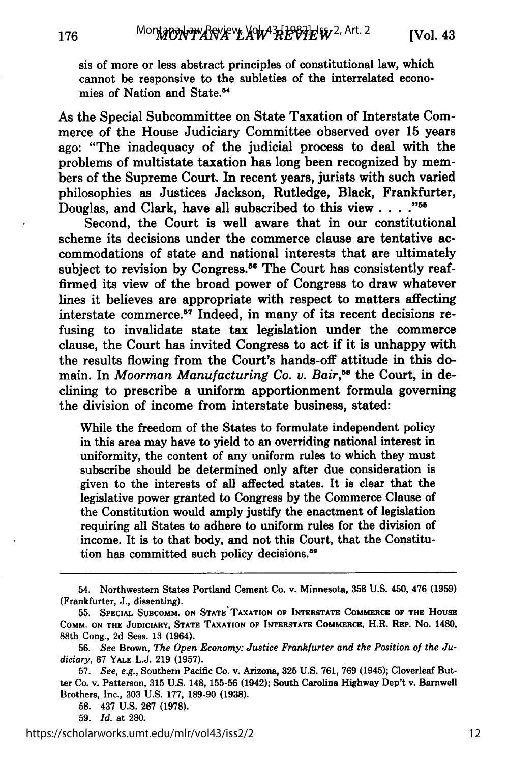sis of more or less abstract principles of constitutional law, which cannot be responsive to the subleties of the interrelated economies of Nation and State.[54]

As the Special Subcommittee on State Taxation of Interstate Commerce of the House Judiciary Committee observed over 15 years ago: "The inadequacy of the judicial process to deal with the problems of multistate taxation has long been recognized by members of the Supreme Court. In recent years, jurists with such varied philosophies as Justices Jackson, Rutledge, Black, Frankfurter, Douglas, and Clark, have all subscribed to this view . . . ."[55]

Second, the Court is well aware that in our constitutional scheme its decisions under the commerce clause are tentative accommodations of state and national interests that are ultimately subject to revision by Congress.[56] The Court has consistently reaffirmed its view of the broad power of Congress to draw whatever lines it believes are appropriate with respect to matters affecting interstate commerce.[57] Indeed, in many of its recent decisions refusing to invalidate state tax legislation under the commerce clause, the Court has invited Congress to act if it is unhappy with the results flowing from the Court's hands-off attitude in this domain. In *Moorman Manufacturing Co. v. Bair*,[58] the Court, in declining to prescribe a uniform apportionment formula governing the division of income from interstate business, stated:

> While the freedom of the States to formulate independent policy in this area may have to yield to an overriding national interest in uniformity, the content of any uniform rules to which they must subscribe should be determined only after due consideration is given to the interests of all affected states. It is clear that the legislative power granted to Congress by the Commerce Clause of the Constitution would amply justify the enactment of legislation requiring all States to adhere to uniform rules for the division of income. It is to that body, and not this Court, that the Constitution has committed such policy decisions.[59]

---

54. Northwestern States Portland Cement Co. v. Minnesota, 358 U.S. 450, 476 (1959) (Frankfurter, J., dissenting).

55. SPECIAL SUBCOMM. ON STATE TAXATION OF INTERSTATE COMMERCE OF THE HOUSE COMM. ON THE JUDICIARY, STATE TAXATION OF INTERSTATE COMMERCE, H.R. REP. No. 1480, 88th Cong., 2d Sess. 13 (1964).

56. *See* Brown, *The Open Economy: Justice Frankfurter and the Position of the Judiciary*, 67 YALE L.J. 219 (1957).

57. *See, e.g.*, Southern Pacific Co. v. Arizona, 325 U.S. 761, 769 (1945); Cloverleaf Butter Co. v. Patterson, 315 U.S. 148, 155-56 (1942); South Carolina Highway Dep't v. Barnwell Brothers, Inc., 303 U.S. 177, 189-90 (1938).

58. 437 U.S. 267 (1978).

59. *Id.* at 280.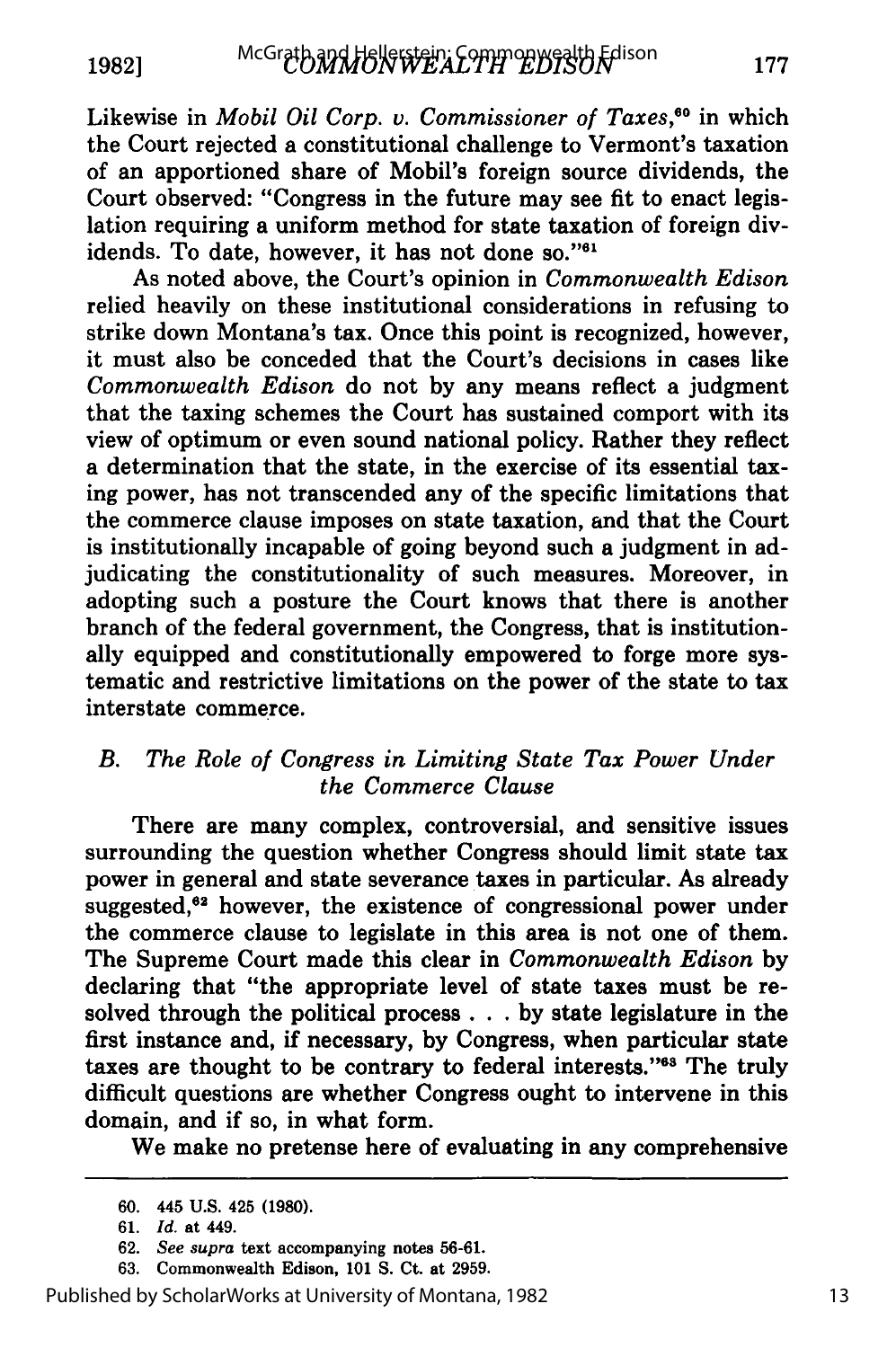Likewise in *Mobil Oil Corp. v. Commissioner of Taxes*,[60] in which the Court rejected a constitutional challenge to Vermont's taxation of an apportioned share of Mobil's foreign source dividends, the Court observed: "Congress in the future may see fit to enact legislation requiring a uniform method for state taxation of foreign dividends. To date, however, it has not done so."[61]

As noted above, the Court's opinion in *Commonwealth Edison* relied heavily on these institutional considerations in refusing to strike down Montana's tax. Once this point is recognized, however, it must also be conceded that the Court's decisions in cases like *Commonwealth Edison* do not by any means reflect a judgment that the taxing schemes the Court has sustained comport with its view of optimum or even sound national policy. Rather they reflect a determination that the state, in the exercise of its essential taxing power, has not transcended any of the specific limitations that the commerce clause imposes on state taxation, and that the Court is institutionally incapable of going beyond such a judgment in adjudicating the constitutionality of such measures. Moreover, in adopting such a posture the Court knows that there is another branch of the federal government, the Congress, that is institutionally equipped and constitutionally empowered to forge more systematic and restrictive limitations on the power of the state to tax interstate commerce.

### B. *The Role of Congress in Limiting State Tax Power Under the Commerce Clause*

There are many complex, controversial, and sensitive issues surrounding the question whether Congress should limit state tax power in general and state severance taxes in particular. As already suggested,[62] however, the existence of congressional power under the commerce clause to legislate in this area is not one of them. The Supreme Court made this clear in *Commonwealth Edison* by declaring that "the appropriate level of state taxes must be resolved through the political process . . . by state legislature in the first instance and, if necessary, by Congress, when particular state taxes are thought to be contrary to federal interests."[63] The truly difficult questions are whether Congress ought to intervene in this domain, and if so, in what form.

We make no pretense here of evaluating in any comprehensive

---

60. 445 U.S. 425 (1980).

61. *Id.* at 449.

62. *See supra* text accompanying notes 56-61.

63. Commonwealth Edison, 101 S. Ct. at 2959.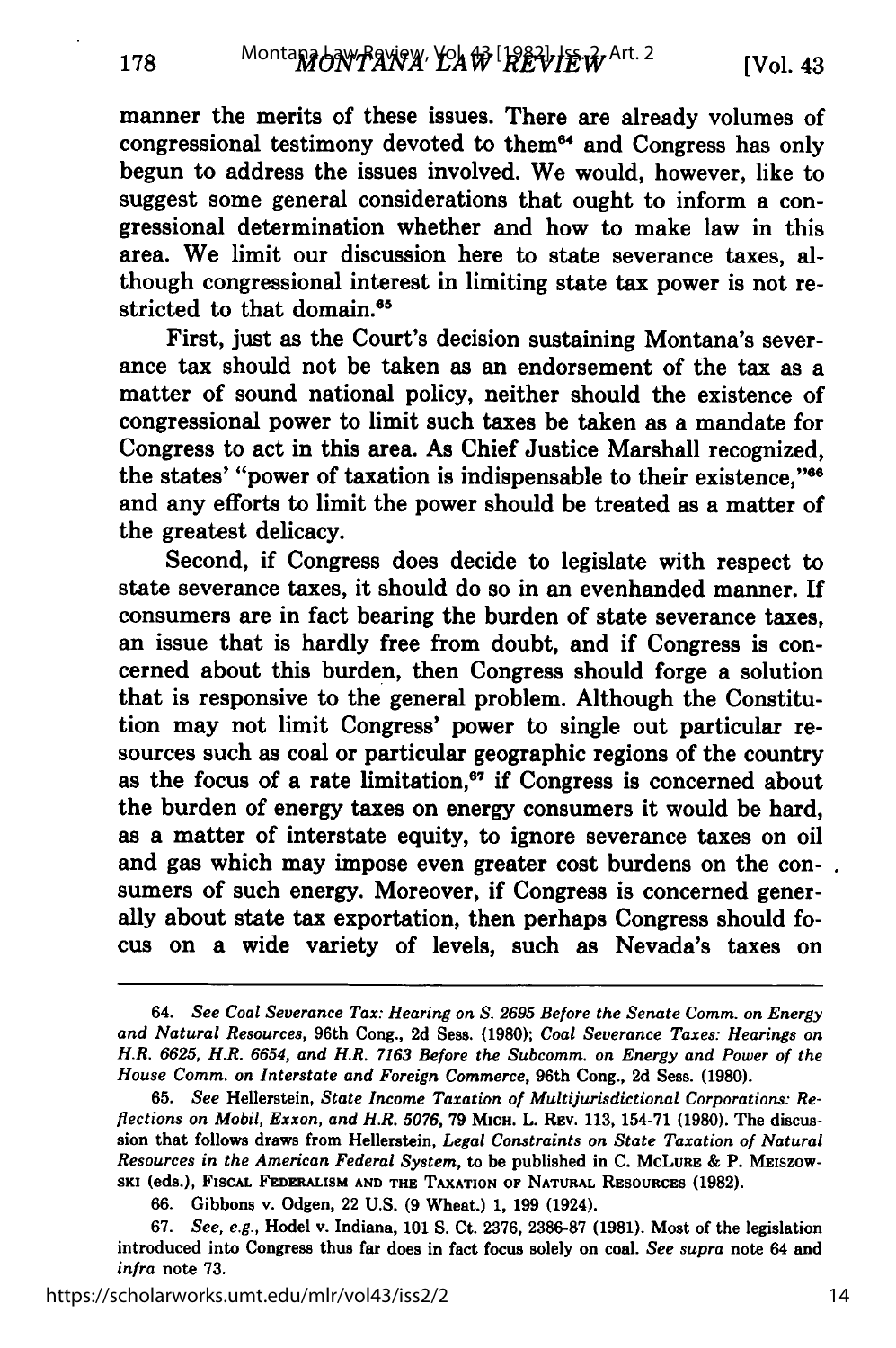manner the merits of these issues. There are already volumes of congressional testimony devoted to them[64] and Congress has only begun to address the issues involved. We would, however, like to suggest some general considerations that ought to inform a congressional determination whether and how to make law in this area. We limit our discussion here to state severance taxes, although congressional interest in limiting state tax power is not restricted to that domain.[65]

First, just as the Court's decision sustaining Montana's severance tax should not be taken as an endorsement of the tax as a matter of sound national policy, neither should the existence of congressional power to limit such taxes be taken as a mandate for Congress to act in this area. As Chief Justice Marshall recognized, the states' "power of taxation is indispensable to their existence,"[66] and any efforts to limit the power should be treated as a matter of the greatest delicacy.

Second, if Congress does decide to legislate with respect to state severance taxes, it should do so in an evenhanded manner. If consumers are in fact bearing the burden of state severance taxes, an issue that is hardly free from doubt, and if Congress is concerned about this burden, then Congress should forge a solution that is responsive to the general problem. Although the Constitution may not limit Congress' power to single out particular resources such as coal or particular geographic regions of the country as the focus of a rate limitation,[67] if Congress is concerned about the burden of energy taxes on energy consumers it would be hard, as a matter of interstate equity, to ignore severance taxes on oil and gas which may impose even greater cost burdens on the consumers of such energy. Moreover, if Congress is concerned generally about state tax exportation, then perhaps Congress should focus on a wide variety of levels, such as Nevada's taxes on

---

64. *See Coal Severance Tax: Hearing on S. 2695 Before the Senate Comm. on Energy and Natural Resources*, 96th Cong., 2d Sess. (1980); *Coal Severance Taxes: Hearings on H.R. 6625, H.R. 6654, and H.R. 7163 Before the Subcomm. on Energy and Power of the House Comm. on Interstate and Foreign Commerce*, 96th Cong., 2d Sess. (1980).

65. *See* Hellerstein, *State Income Taxation of Multijurisdictional Corporations: Reflections on Mobil, Exxon, and H.R. 5076*, 79 MICH. L. REV. 113, 154-71 (1980). The discussion that follows draws from Hellerstein, *Legal Constraints on State Taxation of Natural Resources in the American Federal System*, to be published in C. MCLURE & P. MEISZOWSKI (eds.), FISCAL FEDERALISM AND THE TAXATION OF NATURAL RESOURCES (1982).

66. Gibbons v. Odgen, 22 U.S. (9 Wheat.) 1, 199 (1924).

67. *See, e.g.*, Hodel v. Indiana, 101 S. Ct. 2376, 2386-87 (1981). Most of the legislation introduced into Congress thus far does in fact focus solely on coal. *See supra* note 64 and *infra* note 73.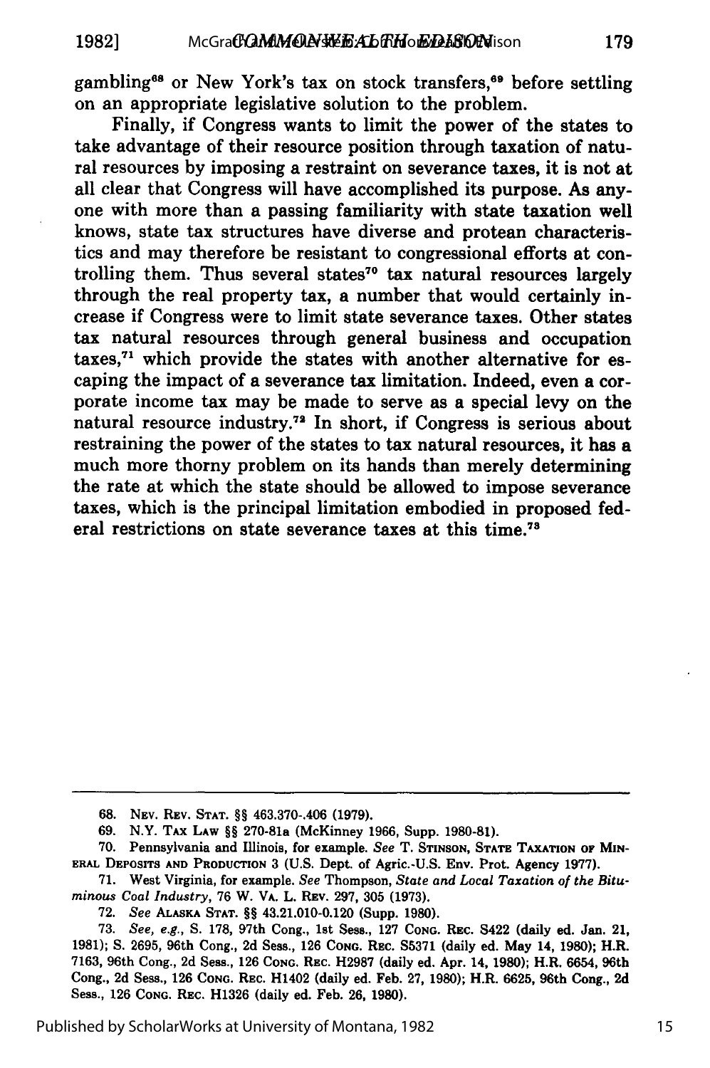gambling[68] or New York's tax on stock transfers,[69] before settling on an appropriate legislative solution to the problem.

Finally, if Congress wants to limit the power of the states to take advantage of their resource position through taxation of natural resources by imposing a restraint on severance taxes, it is not at all clear that Congress will have accomplished its purpose. As anyone with more than a passing familiarity with state taxation well knows, state tax structures have diverse and protean characteristics and may therefore be resistant to congressional efforts at controlling them. Thus several states[70] tax natural resources largely through the real property tax, a number that would certainly increase if Congress were to limit state severance taxes. Other states tax natural resources through general business and occupation taxes,[71] which provide the states with another alternative for escaping the impact of a severance tax limitation. Indeed, even a corporate income tax may be made to serve as a special levy on the natural resource industry.[72] In short, if Congress is serious about restraining the power of the states to tax natural resources, it has a much more thorny problem on its hands than merely determining the rate at which the state should be allowed to impose severance taxes, which is the principal limitation embodied in proposed federal restrictions on state severance taxes at this time.[73]

---

68. NEV. REV. STAT. §§ 463.370-.406 (1979).

69. N.Y. TAX LAW §§ 270-81a (McKinney 1966, Supp. 1980-81).

70. Pennsylvania and Illinois, for example. *See* T. STINSON, STATE TAXATION OF MINERAL DEPOSITS AND PRODUCTION 3 (U.S. Dept. of Agric.-U.S. Env. Prot. Agency 1977).

71. West Virginia, for example. *See* Thompson, *State and Local Taxation of the Bituminous Coal Industry*, 76 W. VA. L. REV. 297, 305 (1973).

72. *See* ALASKA STAT. §§ 43.21.010-0.120 (Supp. 1980).

73. *See, e.g.*, S. 178, 97th Cong., 1st Sess., 127 CONG. REC. S422 (daily ed. Jan. 21, 1981); S. 2695, 96th Cong., 2d Sess., 126 CONG. REC. S5371 (daily ed. May 14, 1980); H.R. 7163, 96th Cong., 2d Sess., 126 CONG. REC. H2987 (daily ed. Apr. 14, 1980); H.R. 6654, 96th Cong., 2d Sess., 126 CONG. REC. H1402 (daily ed. Feb. 27, 1980); H.R. 6625, 96th Cong., 2d Sess., 126 CONG. REC. H1326 (daily ed. Feb. 26, 1980).